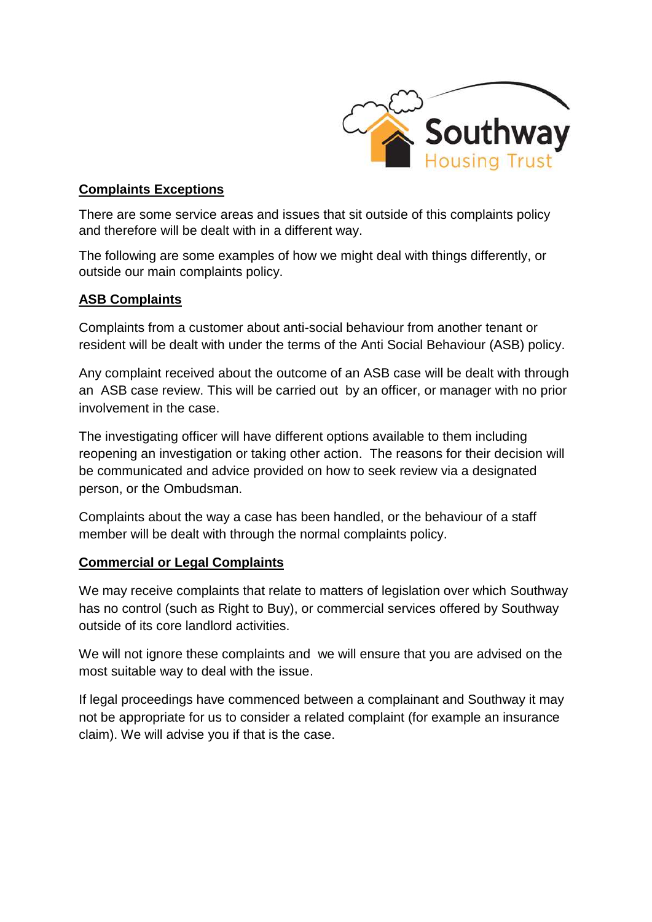## Complaints Exceptions

There are some service areas and issues that sit outside of this complaints policy and therefore will be dealt with in a different way.

The following are some examples of how we might deal with things differently, or outside our main complaints policy.

## ASB Complaints

Complaints from a customer about anti-social behaviour from another tenant or resident will be dealt with under the terms of the Anti Social Behaviour (ASB) policy.

Any complaint received about the outcome of an ASB case will be dealt with through an ASB case review. This will be carried out by an officer, or manager with no prior involvement in the case.

The investigating officer will have different options available to them including reopening an investigation or taking other action. The reasons for their decision will be communicated and advice provided on how to seek review via a designated person, or the Ombudsman.

Complaints about the way a case has been handled, or the behaviour of a staff member will be dealt with through the normal complaints policy.

## Commercial or Legal Complaints

We may receive complaints that relate to matters of legislation over which Southway has no control (such as Right to Buy), or commercial services offered by Southway outside of its core landlord activities.

We will not ignore these complaints and we will ensure that you are advised on the most suitable way to deal with the issue.

If legal proceedings have commenced between a complainant and Southway it may not be appropriate for us to consider a related complaint (for example an insurance claim). We will advise you if that is the case.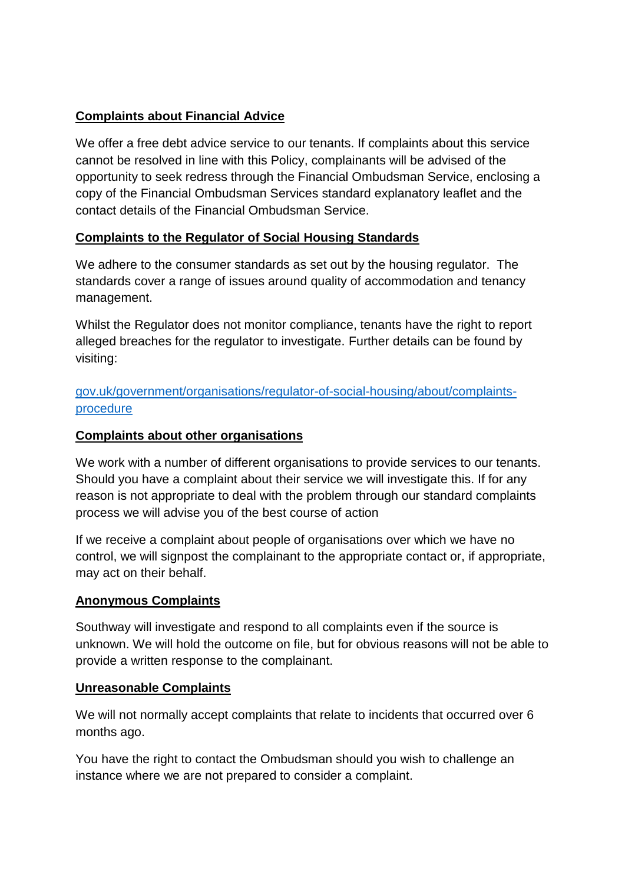## Complaints about Financial Advice

We offer a free debt advice service to our tenants. If complaints about this service cannot be resolved in line with this Policy, complainants will be advised of the opportunity to seek redress through the Financial Ombudsman Service, enclosing a copy of the Financial Ombudsman Services standard explanatory leaflet and the contact details of the Financial Ombudsman Service.

## Complaints to the Regulator of Social Housing Standards

We adhere to the consumer standards as set out by the housing regulator. The standards cover a range of issues around quality of accommodation and tenancy management.

Whilst the Regulator does not monitor compliance, tenants have the right to report alleged breaches for the regulator to investigate. Further details can be found by visiting:

[gov.uk/government/organisations/regulator-of-social-housing/about/complaints-procedure](https://gov.uk/government/organisations/regulator-of-social-housing/about/complaints-procedure)

## Complaints about other organisations

We work with a number of different organisations to provide services to our tenants. Should you have a complaint about their service we will investigate this. If for any reason is not appropriate to deal with the problem through our standard complaints process we will advise you of the best course of action

If we receive a complaint about people of organisations over which we have no control, we will signpost the complainant to the appropriate contact or, if appropriate, may act on their behalf.

## Anonymous Complaints

Southway will investigate and respond to all complaints even if the source is unknown. We will hold the outcome on file, but for obvious reasons will not be able to provide a written response to the complainant.

## Unreasonable Complaints

We will not normally accept complaints that relate to incidents that occurred over 6 months ago.

You have the right to contact the Ombudsman should you wish to challenge an instance where we are not prepared to consider a complaint.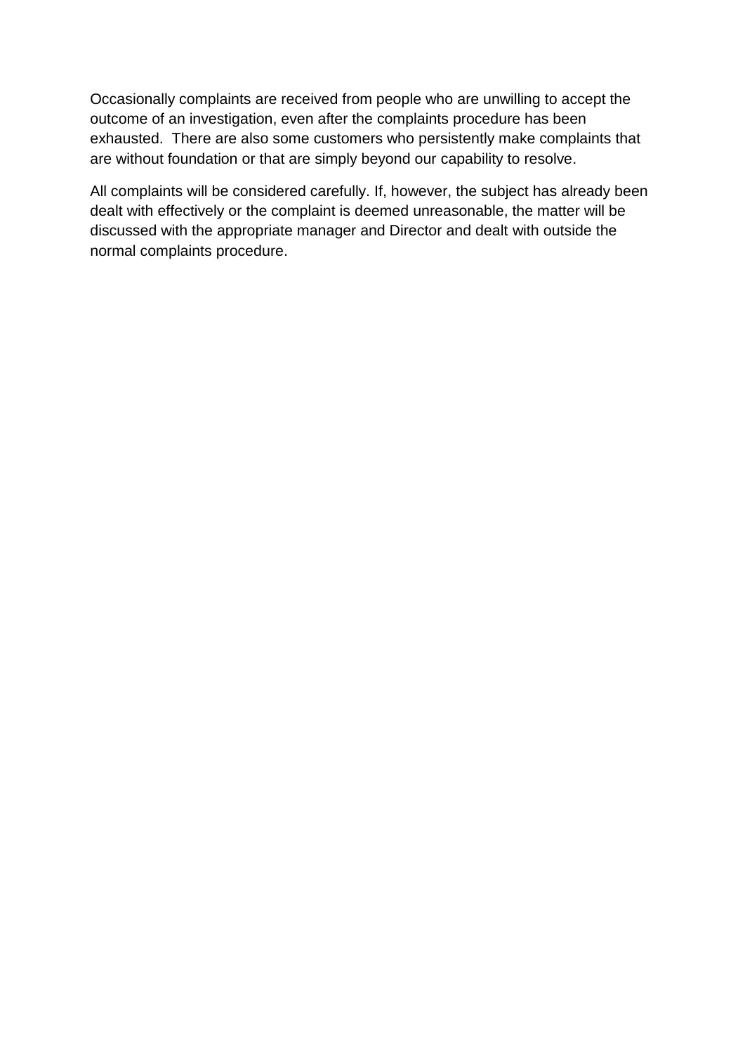Occasionally complaints are received from people who are unwilling to accept the outcome of an investigation, even after the complaints procedure has been exhausted. There are also some customers who persistently make complaints that are without foundation or that are simply beyond our capability to resolve.

All complaints will be considered carefully. If, however, the subject has already been dealt with effectively or the complaint is deemed unreasonable, the matter will be discussed with the appropriate manager and Director and dealt with outside the normal complaints procedure.